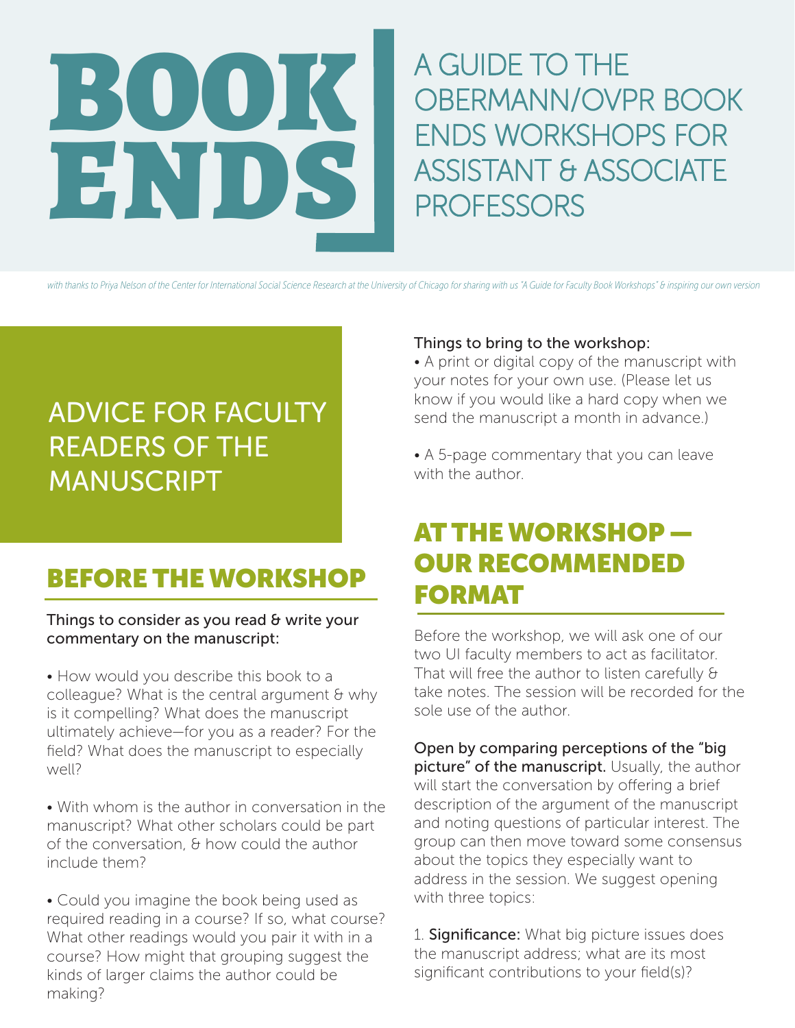# BOOK ENDS

## A GUIDE TO THE OBERMANN/OVPR BOOK ENDS WORKSHOPS FOR ASSISTANT & ASSOCIATE PROFESSORS

*with thanks to Priya Nelson of the Center for International Social Science Research at the University of Chicago for sharing with us "A Guide for Faculty Book Workshops" & inspiring our own version*

## ADVICE FOR FACULTY READERS OF THE MANUSCRIPT

## BEFORE THE WORKSHOP

Things to consider as you read & write your commentary on the manuscript:

- How would you describe this book to a colleague? What is the central argument & why is it compelling? What does the manuscript ultimately achieve—for you as a reader? For the field? What does the manuscript to especially well?

- With whom is the author in conversation in the manuscript? What other scholars could be part of the conversation, & how could the author include them?

- Could you imagine the book being used as required reading in a course? If so, what course? What other readings would you pair it with in a course? How might that grouping suggest the kinds of larger claims the author could be making?

Things to bring to the workshop:

- A print or digital copy of the manuscript with your notes for your own use. (Please let us know if you would like a hard copy when we send the manuscript a month in advance.)

- A 5-page commentary that you can leave with the author.

## AT THE WORKSHOP — OUR RECOMMENDED FORMAT

Before the workshop, we will ask one of our two UI faculty members to act as facilitator. That will free the author to listen carefully & take notes. The session will be recorded for the sole use of the author.

**Open by comparing perceptions of the "big picture" of the manuscript.** Usually, the author will start the conversation by offering a brief description of the argument of the manuscript and noting questions of particular interest. The group can then move toward some consensus about the topics they especially want to address in the session. We suggest opening with three topics:

1. **Significance:** What big picture issues does the manuscript address; what are its most significant contributions to your field(s)?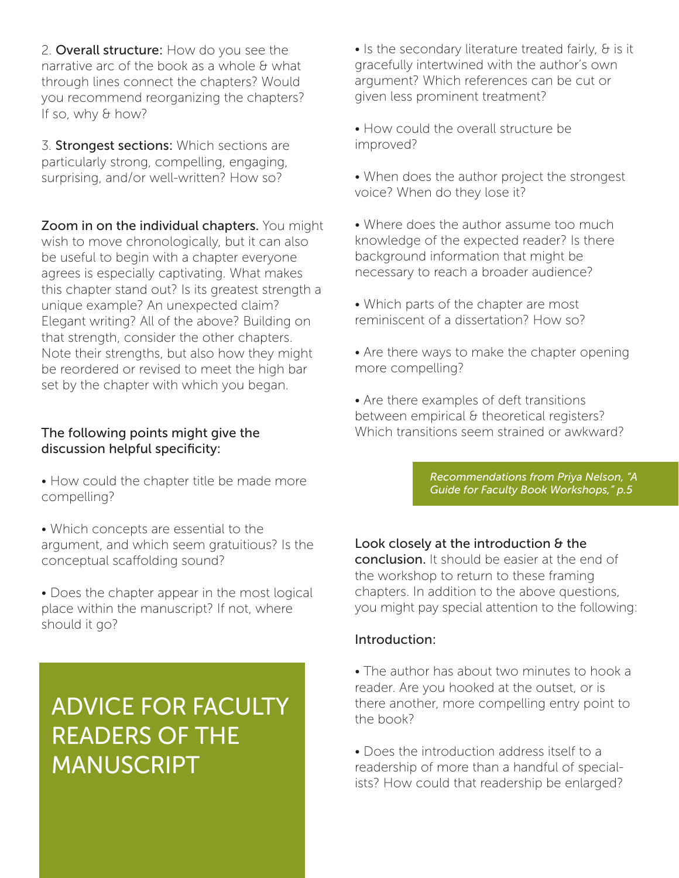2. **Overall structure:** How do you see the narrative arc of the book as a whole & what through lines connect the chapters? Would you recommend reorganizing the chapters? If so, why & how?

3. **Strongest sections:** Which sections are particularly strong, compelling, engaging, surprising, and/or well-written? How so?

**Zoom in on the individual chapters.** You might wish to move chronologically, but it can also be useful to begin with a chapter everyone agrees is especially captivating. What makes this chapter stand out? Is its greatest strength a unique example? An unexpected claim? Elegant writing? All of the above? Building on that strength, consider the other chapters. Note their strengths, but also how they might be reordered or revised to meet the high bar set by the chapter with which you began.

The following points might give the discussion helpful specificity:

- How could the chapter title be made more compelling?
- Which concepts are essential to the argument, and which seem gratuitious? Is the conceptual scaffolding sound?
- Does the chapter appear in the most logical place within the manuscript? If not, where should it go?
- Is the secondary literature treated fairly, & is it gracefully intertwined with the author's own argument? Which references can be cut or given less prominent treatment?
- How could the overall structure be improved?
- When does the author project the strongest voice? When do they lose it?
- Where does the author assume too much knowledge of the expected reader? Is there background information that might be necessary to reach a broader audience?
- Which parts of the chapter are most reminiscent of a dissertation? How so?
- Are there ways to make the chapter opening more compelling?
- Are there examples of deft transitions between empirical & theoretical registers? Which transitions seem strained or awkward?

*Recommendations from Priya Nelson, "A Guide for Faculty Book Workshops," p.5*

**Look closely at the introduction & the conclusion.** It should be easier at the end of the workshop to return to these framing chapters. In addition to the above questions, you might pay special attention to the following:

Introduction:

- The author has about two minutes to hook a reader. Are you hooked at the outset, or is there another, more compelling entry point to the book?
- Does the introduction address itself to a readership of more than a handful of specialists? How could that readership be enlarged?

# ADVICE FOR FACULTY READERS OF THE MANUSCRIPT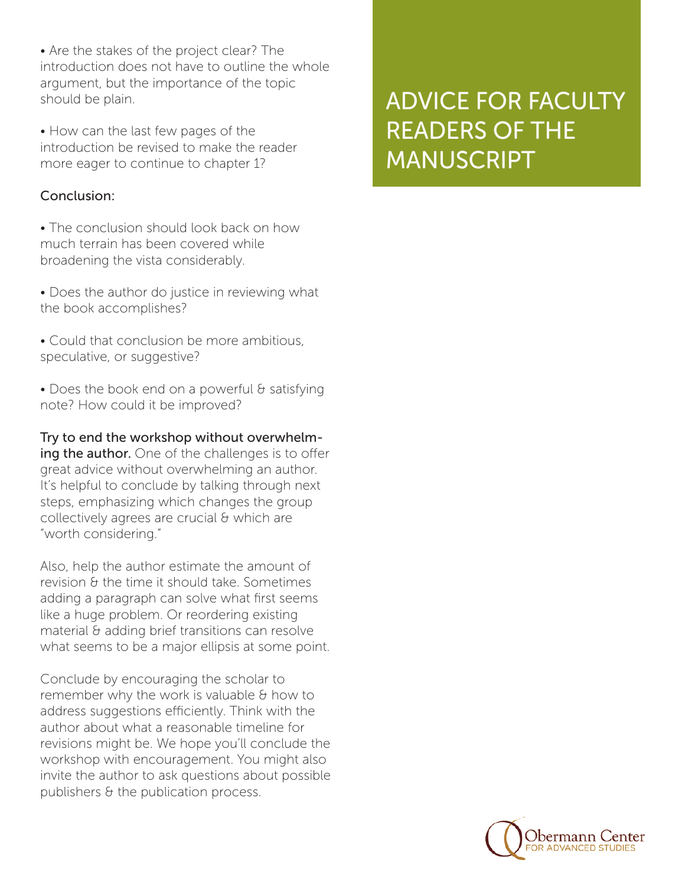# ADVICE FOR FACULTY READERS OF THE MANUSCRIPT

- Are the stakes of the project clear? The introduction does not have to outline the whole argument, but the importance of the topic should be plain.

- How can the last few pages of the introduction be revised to make the reader more eager to continue to chapter 1?

Conclusion:

- The conclusion should look back on how much terrain has been covered while broadening the vista considerably.

- Does the author do justice in reviewing what the book accomplishes?

- Could that conclusion be more ambitious, speculative, or suggestive?

- Does the book end on a powerful & satisfying note? How could it be improved?

**Try to end the workshop without overwhelming the author.** One of the challenges is to offer great advice without overwhelming an author. It's helpful to conclude by talking through next steps, emphasizing which changes the group collectively agrees are crucial & which are "worth considering."

Also, help the author estimate the amount of revision & the time it should take. Sometimes adding a paragraph can solve what first seems like a huge problem. Or reordering existing material & adding brief transitions can resolve what seems to be a major ellipsis at some point.

Conclude by encouraging the scholar to remember why the work is valuable & how to address suggestions efficiently. Think with the author about what a reasonable timeline for revisions might be. We hope you'll conclude the workshop with encouragement. You might also invite the author to ask questions about possible publishers & the publication process.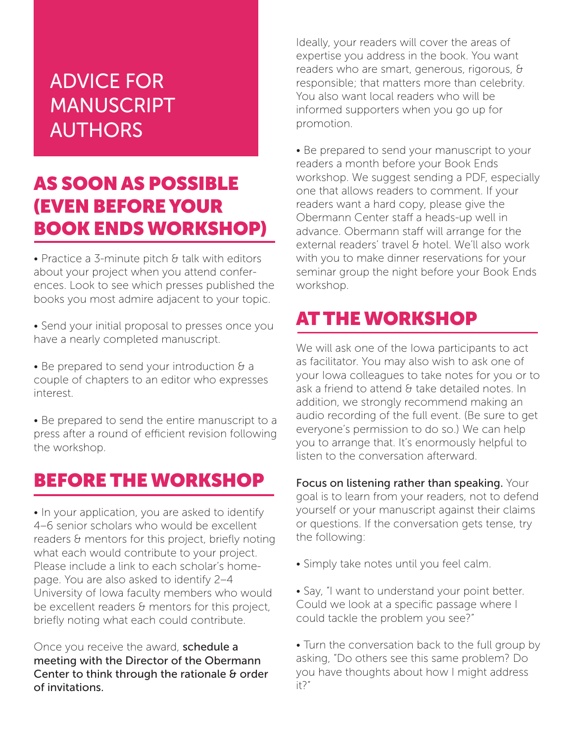# ADVICE FOR MANUSCRIPT AUTHORS

## AS SOON AS POSSIBLE (EVEN BEFORE YOUR BOOK ENDS WORKSHOP)

- Practice a 3-minute pitch & talk with editors about your project when you attend conferences. Look to see which presses published the books you most admire adjacent to your topic.

- Send your initial proposal to presses once you have a nearly completed manuscript.

- Be prepared to send your introduction & a couple of chapters to an editor who expresses interest.

- Be prepared to send the entire manuscript to a press after a round of efficient revision following the workshop.

## BEFORE THE WORKSHOP

- In your application, you are asked to identify 4–6 senior scholars who would be excellent readers & mentors for this project, briefly noting what each would contribute to your project. Please include a link to each scholar's homepage. You are also asked to identify 2–4 University of Iowa faculty members who would be excellent readers & mentors for this project, briefly noting what each could contribute.

Once you receive the award, **schedule a meeting with the Director of the Obermann Center to think through the rationale & order of invitations.**

Ideally, your readers will cover the areas of expertise you address in the book. You want readers who are smart, generous, rigorous, & responsible; that matters more than celebrity. You also want local readers who will be informed supporters when you go up for promotion.

- Be prepared to send your manuscript to your readers a month before your Book Ends workshop. We suggest sending a PDF, especially one that allows readers to comment. If your readers want a hard copy, please give the Obermann Center staff a heads-up well in advance. Obermann staff will arrange for the external readers' travel & hotel. We'll also work with you to make dinner reservations for your seminar group the night before your Book Ends workshop.

## AT THE WORKSHOP

We will ask one of the Iowa participants to act as facilitator. You may also wish to ask one of your Iowa colleagues to take notes for you or to ask a friend to attend & take detailed notes. In addition, we strongly recommend making an audio recording of the full event. (Be sure to get everyone's permission to do so.) We can help you to arrange that. It's enormously helpful to listen to the conversation afterward.

**Focus on listening rather than speaking.** Your goal is to learn from your readers, not to defend yourself or your manuscript against their claims or questions. If the conversation gets tense, try the following:

- Simply take notes until you feel calm.

- Say, "I want to understand your point better. Could we look at a specific passage where I could tackle the problem you see?"

- Turn the conversation back to the full group by asking, "Do others see this same problem? Do you have thoughts about how I might address it?"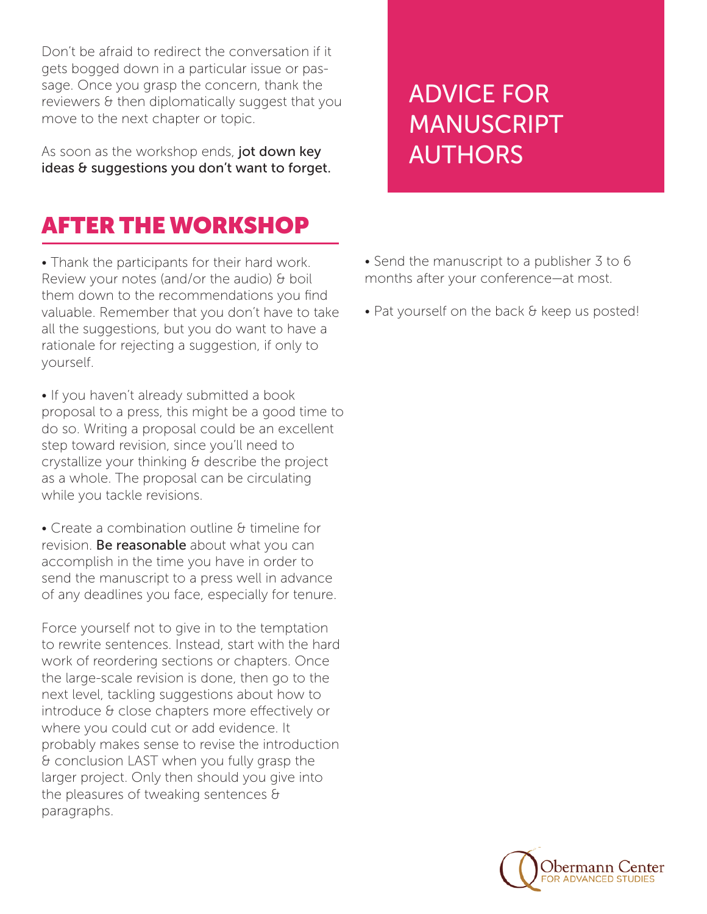Don't be afraid to redirect the conversation if it gets bogged down in a particular issue or passage. Once you grasp the concern, thank the reviewers & then diplomatically suggest that you move to the next chapter or topic.

As soon as the workshop ends, **jot down key ideas & suggestions you don't want to forget.**

## AFTER THE WORKSHOP

- Thank the participants for their hard work. Review your notes (and/or the audio) & boil them down to the recommendations you find valuable. Remember that you don't have to take all the suggestions, but you do want to have a rationale for rejecting a suggestion, if only to yourself.

- If you haven't already submitted a book proposal to a press, this might be a good time to do so. Writing a proposal could be an excellent step toward revision, since you'll need to crystallize your thinking & describe the project as a whole. The proposal can be circulating while you tackle revisions.

- Create a combination outline & timeline for revision. **Be reasonable** about what you can accomplish in the time you have in order to send the manuscript to a press well in advance of any deadlines you face, especially for tenure.

Force yourself not to give in to the temptation to rewrite sentences. Instead, start with the hard work of reordering sections or chapters. Once the large-scale revision is done, then go to the next level, tackling suggestions about how to introduce & close chapters more effectively or where you could cut or add evidence. It probably makes sense to revise the introduction & conclusion LAST when you fully grasp the larger project. Only then should you give into the pleasures of tweaking sentences & paragraphs.

- Send the manuscript to a publisher 3 to 6 months after your conference—at most.

- Pat yourself on the back & keep us posted!